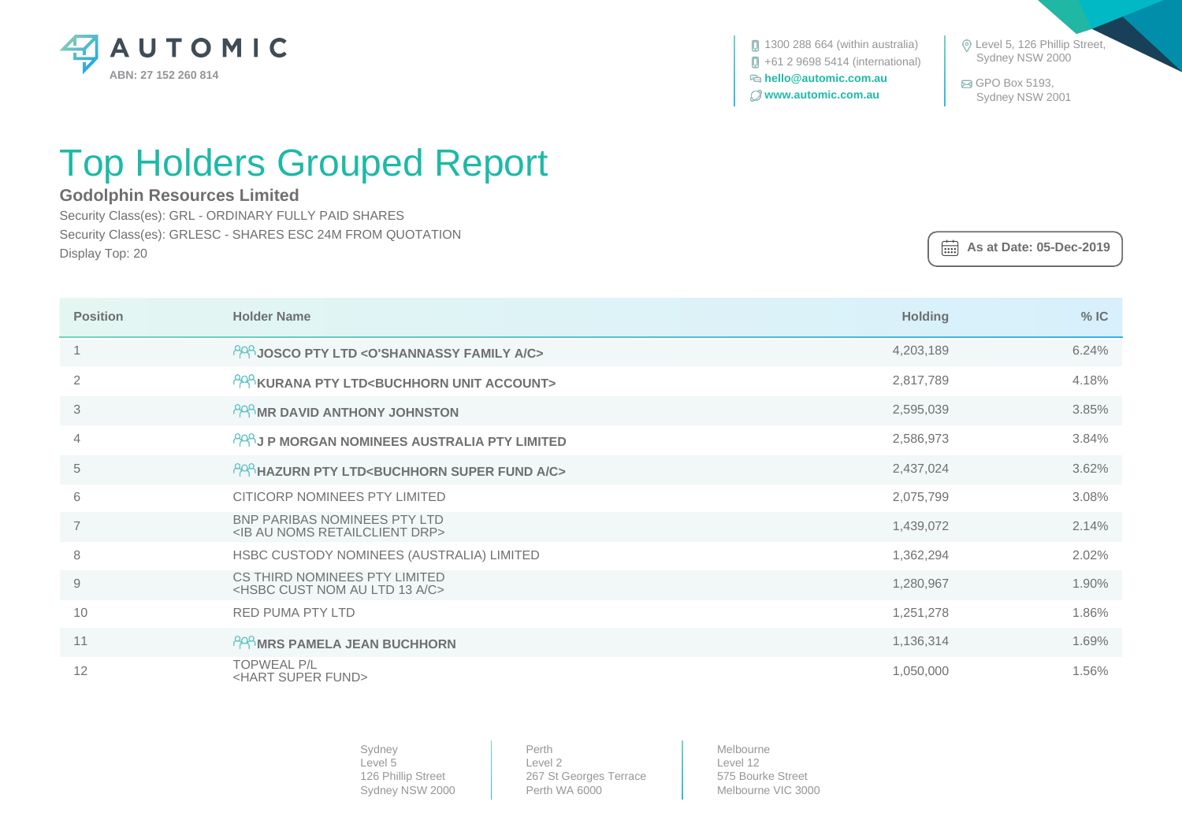AUTOMIC
ABN: 27 152 260 814

1300 288 664 (within australia)
+61 2 9698 5414 (international)
**hello@automic.com.au**
**www.automic.com.au**

Level 5, 126 Phillip Street, Sydney NSW 2000

GPO Box 5193, Sydney NSW 2001

# Top Holders Grouped Report

## Godolphin Resources Limited

Security Class(es): GRL - ORDINARY FULLY PAID SHARES
Security Class(es): GRLESC - SHARES ESC 24M FROM QUOTATION
Display Top: 20

**As at Date: 05-Dec-2019**

| Position | Holder Name | Holding | % IC |
|---|---|---|---|
| 1 | **JOSCO PTY LTD <O'SHANNASSY FAMILY A/C>** | 4,203,189 | 6.24% |
| 2 | **KURANA PTY LTD<BUCHHORN UNIT ACCOUNT>** | 2,817,789 | 4.18% |
| 3 | **MR DAVID ANTHONY JOHNSTON** | 2,595,039 | 3.85% |
| 4 | **J P MORGAN NOMINEES AUSTRALIA PTY LIMITED** | 2,586,973 | 3.84% |
| 5 | **HAZURN PTY LTD<BUCHHORN SUPER FUND A/C>** | 2,437,024 | 3.62% |
| 6 | CITICORP NOMINEES PTY LIMITED | 2,075,799 | 3.08% |
| 7 | BNP PARIBAS NOMINEES PTY LTD <IB AU NOMS RETAILCLIENT DRP> | 1,439,072 | 2.14% |
| 8 | HSBC CUSTODY NOMINEES (AUSTRALIA) LIMITED | 1,362,294 | 2.02% |
| 9 | CS THIRD NOMINEES PTY LIMITED <HSBC CUST NOM AU LTD 13 A/C> | 1,280,967 | 1.90% |
| 10 | RED PUMA PTY LTD | 1,251,278 | 1.86% |
| 11 | **MRS PAMELA JEAN BUCHHORN** | 1,136,314 | 1.69% |
| 12 | TOPWEAL P/L <HART SUPER FUND> | 1,050,000 | 1.56% |

Sydney
Level 5
126 Phillip Street
Sydney NSW 2000

Perth
Level 2
267 St Georges Terrace
Perth WA 6000

Melbourne
Level 12
575 Bourke Street
Melbourne VIC 3000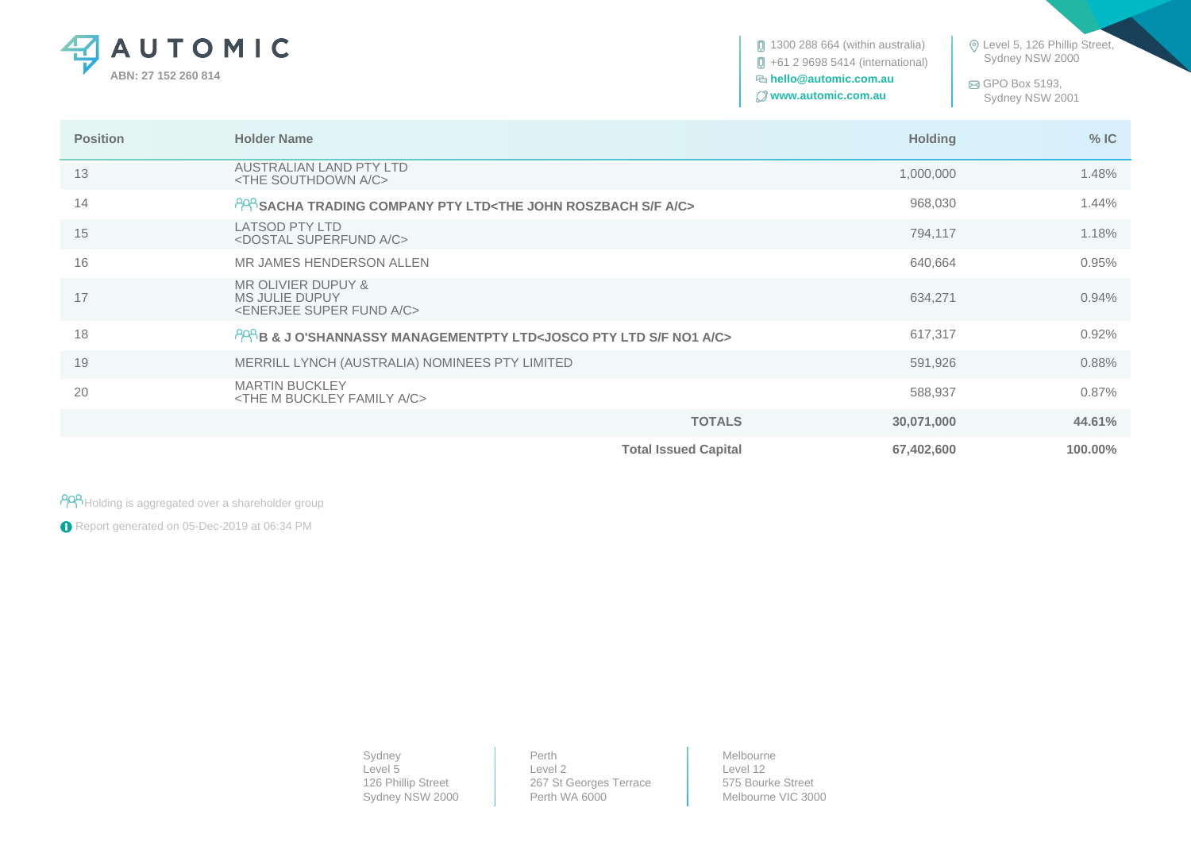**AUTOMIC**

ABN: 27 152 260 814

1300 288 664 (within australia)
+61 2 9698 5414 (international)
**hello@automic.com.au**
**www.automic.com.au**

Level 5, 126 Phillip Street, Sydney NSW 2000

GPO Box 5193, Sydney NSW 2001

| Position | Holder Name | Holding | % IC |
|---|---|---|---|
| 13 | AUSTRALIAN LAND PTY LTD <THE SOUTHDOWN A/C> | 1,000,000 | 1.48% |
| 14 | **SACHA TRADING COMPANY PTY LTD<THE JOHN ROSZBACH S/F A/C>** | 968,030 | 1.44% |
| 15 | LATSOD PTY LTD <DOSTAL SUPERFUND A/C> | 794,117 | 1.18% |
| 16 | MR JAMES HENDERSON ALLEN | 640,664 | 0.95% |
| 17 | MR OLIVIER DUPUY & MS JULIE DUPUY <ENERJEE SUPER FUND A/C> | 634,271 | 0.94% |
| 18 | **B & J O'SHANNASSY MANAGEMENTPTY LTD<JOSCO PTY LTD S/F NO1 A/C>** | 617,317 | 0.92% |
| 19 | MERRILL LYNCH (AUSTRALIA) NOMINEES PTY LIMITED | 591,926 | 0.88% |
| 20 | MARTIN BUCKLEY <THE M BUCKLEY FAMILY A/C> | 588,937 | 0.87% |
| | **TOTALS** | **30,071,000** | **44.61%** |
| | **Total Issued Capital** | **67,402,600** | **100.00%** |

Holding is aggregated over a shareholder group

Report generated on 05-Dec-2019 at 06:34 PM

Sydney
Level 5
126 Phillip Street
Sydney NSW 2000

Perth
Level 2
267 St Georges Terrace
Perth WA 6000

Melbourne
Level 12
575 Bourke Street
Melbourne VIC 3000